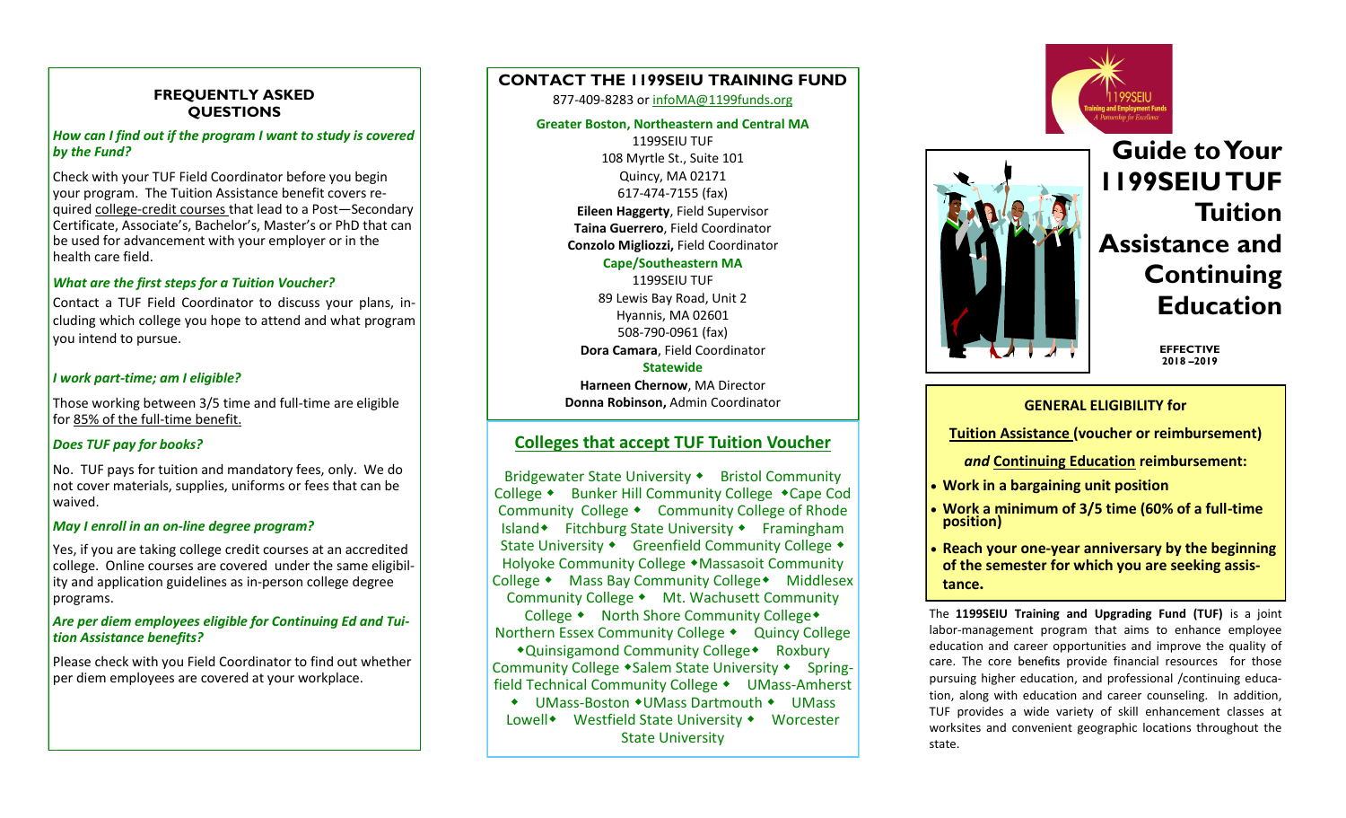## FREQUENTLY ASKED QUESTIONS

***How can I find out if the program I want to study is covered by the Fund?***

Check with your TUF Field Coordinator before you begin your program. The Tuition Assistance benefit covers required college-credit courses that lead to a Post—Secondary Certificate, Associate's, Bachelor's, Master's or PhD that can be used for advancement with your employer or in the health care field.

***What are the first steps for a Tuition Voucher?***

Contact a TUF Field Coordinator to discuss your plans, including which college you hope to attend and what program you intend to pursue.

***I work part-time; am I eligible?***

Those working between 3/5 time and full-time are eligible for 85% of the full-time benefit.

***Does TUF pay for books?***

No. TUF pays for tuition and mandatory fees, only. We do not cover materials, supplies, uniforms or fees that can be waived.

***May I enroll in an on-line degree program?***

Yes, if you are taking college credit courses at an accredited college. Online courses are covered under the same eligibility and application guidelines as in-person college degree programs.

***Are per diem employees eligible for Continuing Ed and Tuition Assistance benefits?***

Please check with you Field Coordinator to find out whether per diem employees are covered at your workplace.

## CONTACT THE 1199SEIU TRAINING FUND

877-409-8283 or infoMA@1199funds.org

**Greater Boston, Northeastern and Central MA**

1199SEIU TUF
108 Myrtle St., Suite 101
Quincy, MA 02171
617-474-7155 (fax)

**Eileen Haggerty**, Field Supervisor
**Taina Guerrero**, Field Coordinator
**Conzolo Migliozzi,** Field Coordinator

**Cape/Southeastern MA**

1199SEIU TUF
89 Lewis Bay Road, Unit 2
Hyannis, MA 02601
508-790-0961 (fax)

**Dora Camara**, Field Coordinator

**Statewide**

**Harneen Chernow**, MA Director
**Donna Robinson,** Admin Coordinator

## Colleges that accept TUF Tuition Voucher

Bridgewater State University ◆ Bristol Community College ◆ Bunker Hill Community College ◆Cape Cod Community College ◆ Community College of Rhode Island◆ Fitchburg State University ◆ Framingham State University ◆ Greenfield Community College ◆ Holyoke Community College ◆Massasoit Community College ◆ Mass Bay Community College◆ Middlesex Community College ◆ Mt. Wachusett Community College ◆ North Shore Community College◆ Northern Essex Community College ◆ Quincy College ◆Quinsigamond Community College◆ Roxbury Community College ◆Salem State University ◆ Springfield Technical Community College ◆ UMass-Amherst ◆ UMass-Boston ◆UMass Dartmouth ◆ UMass Lowell◆ Westfield State University ◆ Worcester State University

1199SEIU Training and Employment Funds
*A Partnership for Excellence*

# Guide to Your 1199SEIU TUF Tuition Assistance and Continuing Education

**EFFECTIVE 2018 –2019**

**GENERAL ELIGIBILITY for**

**Tuition Assistance (voucher or reimbursement)**

***and* Continuing Education reimbursement:**

- **Work in a bargaining unit position**
- **Work a minimum of 3/5 time (60% of a full-time position)**
- **Reach your one-year anniversary by the beginning of the semester for which you are seeking assistance.**

The **1199SEIU Training and Upgrading Fund (TUF)** is a joint labor-management program that aims to enhance employee education and career opportunities and improve the quality of care. The core benefits provide financial resources for those pursuing higher education, and professional /continuing education, along with education and career counseling. In addition, TUF provides a wide variety of skill enhancement classes at worksites and convenient geographic locations throughout the state.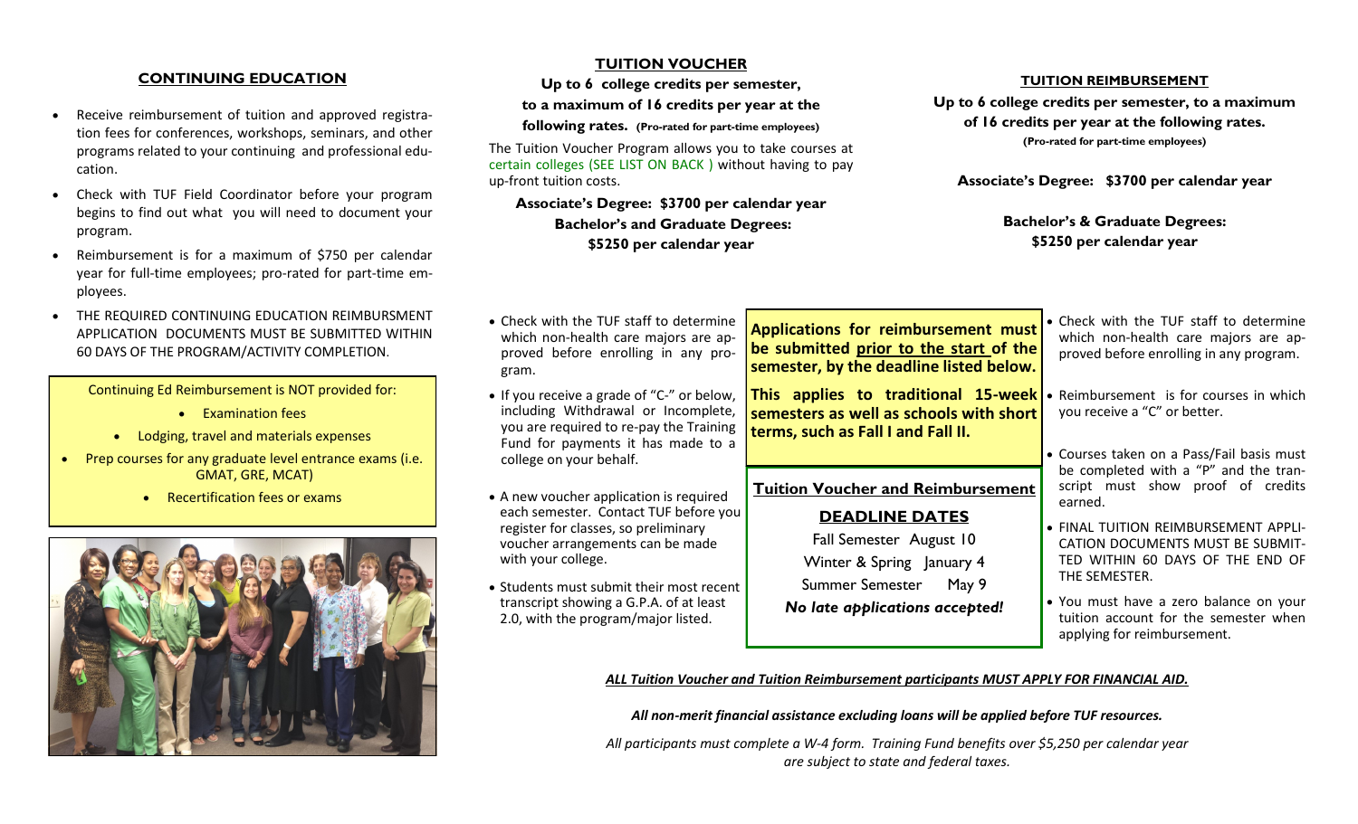## CONTINUING EDUCATION

- Receive reimbursement of tuition and approved registration fees for conferences, workshops, seminars, and other programs related to your continuing and professional education.
- Check with TUF Field Coordinator before your program begins to find out what you will need to document your program.
- Reimbursement is for a maximum of $750 per calendar year for full-time employees; pro-rated for part-time employees.
- THE REQUIRED CONTINUING EDUCATION REIMBURSMENT APPLICATION DOCUMENTS MUST BE SUBMITTED WITHIN 60 DAYS OF THE PROGRAM/ACTIVITY COMPLETION.

Continuing Ed Reimbursement is NOT provided for:

- Examination fees
- Lodging, travel and materials expenses
- Prep courses for any graduate level entrance exams (i.e. GMAT, GRE, MCAT)
- Recertification fees or exams

## TUITION VOUCHER

**Up to 6 college credits per semester, to a maximum of 16 credits per year at the following rates.** (Pro-rated for part-time employees)

The Tuition Voucher Program allows you to take courses at certain colleges (SEE LIST ON BACK ) without having to pay up-front tuition costs.

**Associate's Degree: $3700 per calendar year**
**Bachelor's and Graduate Degrees: $5250 per calendar year**

- Check with the TUF staff to determine which non-health care majors are approved before enrolling in any program.
- If you receive a grade of "C-" or below, including Withdrawal or Incomplete, you are required to re-pay the Training Fund for payments it has made to a college on your behalf.
- A new voucher application is required each semester. Contact TUF before you register for classes, so preliminary voucher arrangements can be made with your college.
- Students must submit their most recent transcript showing a G.P.A. of at least 2.0, with the program/major listed.

**Applications for reimbursement must be submitted prior to the start of the semester, by the deadline listed below.**

**This applies to traditional 15-week semesters as well as schools with short terms, such as Fall I and Fall II.**

**Tuition Voucher and Reimbursement**

**DEADLINE DATES**

Fall Semester August 10
Winter & Spring January 4
Summer Semester May 9

***No late applications accepted!***

## TUITION REIMBURSEMENT

**Up to 6 college credits per semester, to a maximum of 16 credits per year at the following rates.** (Pro-rated for part-time employees)

**Associate's Degree: $3700 per calendar year**

**Bachelor's & Graduate Degrees: $5250 per calendar year**

- Check with the TUF staff to determine which non-health care majors are approved before enrolling in any program.
- Reimbursement is for courses in which you receive a "C" or better.
- Courses taken on a Pass/Fail basis must be completed with a "P" and the transcript must show proof of credits earned.
- FINAL TUITION REIMBURSEMENT APPLICATION DOCUMENTS MUST BE SUBMITTED WITHIN 60 DAYS OF THE END OF THE SEMESTER.
- You must have a zero balance on your tuition account for the semester when applying for reimbursement.

***ALL Tuition Voucher and Tuition Reimbursement participants MUST APPLY FOR FINANCIAL AID.***

***All non-merit financial assistance excluding loans will be applied before TUF resources.***

*All participants must complete a W-4 form. Training Fund benefits over $5,250 per calendar year are subject to state and federal taxes.*